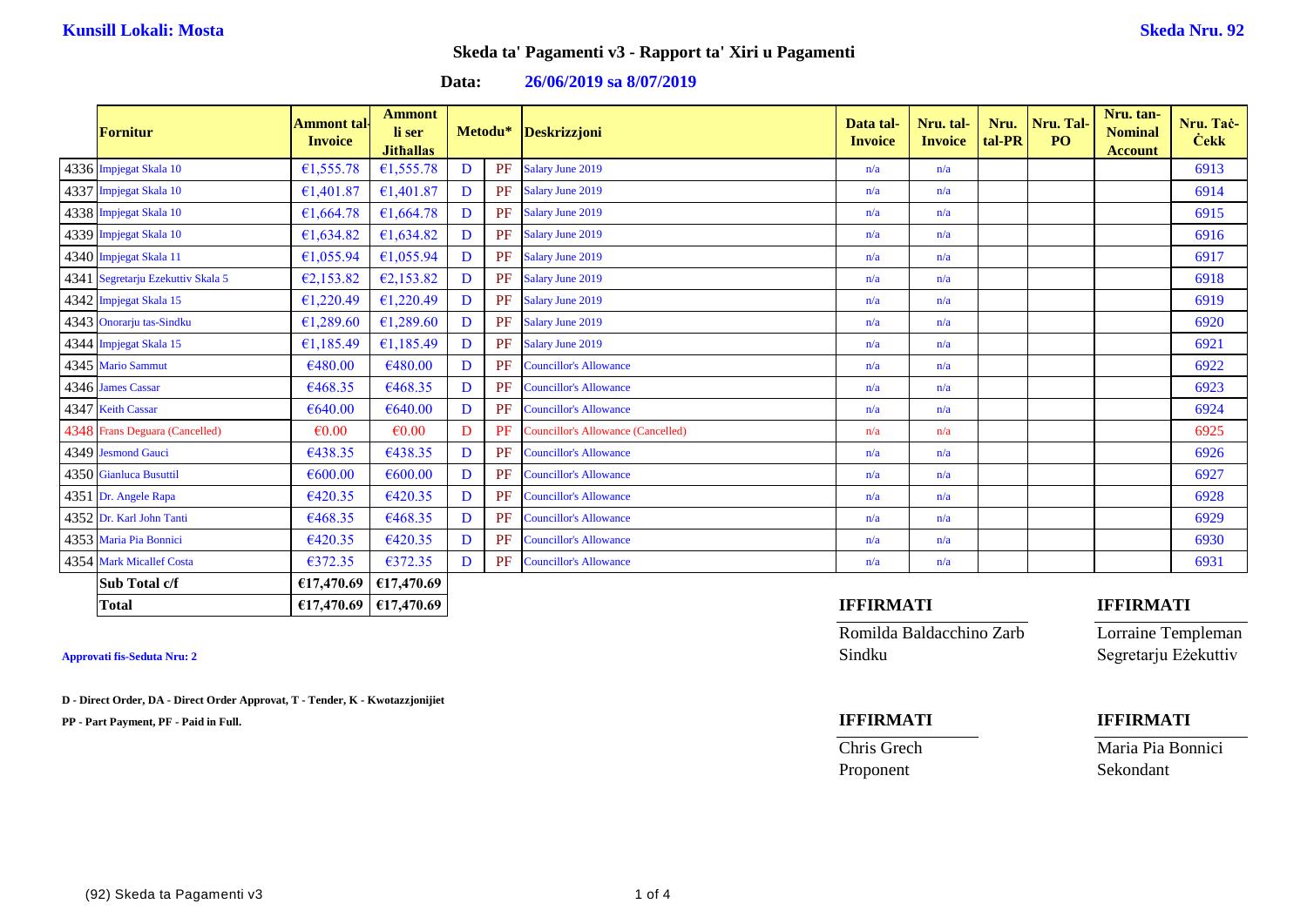**Kunsill Lokali: Mosta**

**Skeda Nru. 92**

## Skeda ta' Pagamenti v3 - Rapport ta' Xiri u Pagamenti

**Data:** **26/06/2019 sa 8/07/2019**

| | Fornitur | Ammont tal-Invoice | Ammont li ser Jithallas | Metodu* | | Deskrizzjoni | Data tal-Invoice | Nru. tal-Invoice | Nru. tal-PR | Nru. Tal-PO | Nru. tan-Nominal Account | Nru. Taċ-Ċekk |
|---|---|---|---|---|---|---|---|---|---|---|---|---|
| 4336 | Impjegat Skala 10 | €1,555.78 | €1,555.78 | D | PF | Salary June 2019 | n/a | n/a | | | | 6913 |
| 4337 | Impjegat Skala 10 | €1,401.87 | €1,401.87 | D | PF | Salary June 2019 | n/a | n/a | | | | 6914 |
| 4338 | Impjegat Skala 10 | €1,664.78 | €1,664.78 | D | PF | Salary June 2019 | n/a | n/a | | | | 6915 |
| 4339 | Impjegat Skala 10 | €1,634.82 | €1,634.82 | D | PF | Salary June 2019 | n/a | n/a | | | | 6916 |
| 4340 | Impjegat Skala 11 | €1,055.94 | €1,055.94 | D | PF | Salary June 2019 | n/a | n/a | | | | 6917 |
| 4341 | Segretarju Ezekuttiv Skala 5 | €2,153.82 | €2,153.82 | D | PF | Salary June 2019 | n/a | n/a | | | | 6918 |
| 4342 | Impjegat Skala 15 | €1,220.49 | €1,220.49 | D | PF | Salary June 2019 | n/a | n/a | | | | 6919 |
| 4343 | Onorarju tas-Sindku | €1,289.60 | €1,289.60 | D | PF | Salary June 2019 | n/a | n/a | | | | 6920 |
| 4344 | Impjegat Skala 15 | €1,185.49 | €1,185.49 | D | PF | Salary June 2019 | n/a | n/a | | | | 6921 |
| 4345 | Mario Sammut | €480.00 | €480.00 | D | PF | Councillor's Allowance | n/a | n/a | | | | 6922 |
| 4346 | James Cassar | €468.35 | €468.35 | D | PF | Councillor's Allowance | n/a | n/a | | | | 6923 |
| 4347 | Keith Cassar | €640.00 | €640.00 | D | PF | Councillor's Allowance | n/a | n/a | | | | 6924 |
| 4348 | Frans Deguara (Cancelled) | €0.00 | €0.00 | D | PF | Councillor's Allowance (Cancelled) | n/a | n/a | | | | 6925 |
| 4349 | Jesmond Gauci | €438.35 | €438.35 | D | PF | Councillor's Allowance | n/a | n/a | | | | 6926 |
| 4350 | Gianluca Busuttil | €600.00 | €600.00 | D | PF | Councillor's Allowance | n/a | n/a | | | | 6927 |
| 4351 | Dr. Angele Rapa | €420.35 | €420.35 | D | PF | Councillor's Allowance | n/a | n/a | | | | 6928 |
| 4352 | Dr. Karl John Tanti | €468.35 | €468.35 | D | PF | Councillor's Allowance | n/a | n/a | | | | 6929 |
| 4353 | Maria Pia Bonnici | €420.35 | €420.35 | D | PF | Councillor's Allowance | n/a | n/a | | | | 6930 |
| 4354 | Mark Micallef Costa | €372.35 | €372.35 | D | PF | Councillor's Allowance | n/a | n/a | | | | 6931 |
| | **Sub Total c/f** | **€17,470.69** | **€17,470.69** | | | | | | | | | |
| | **Total** | **€17,470.69** | **€17,470.69** | | | | | | | | | |

**Approvati fis-Seduta Nru: 2**

**D - Direct Order, DA - Direct Order Approvat, T - Tender, K - Kwotazzjonijiet**

**PP - Part Payment, PF - Paid in Full.**

**IFFIRMATI**
Romilda Baldacchino Zarb
Sindku

**IFFIRMATI**
Lorraine Templeman
Segretarju Eżekuttiv

**IFFIRMATI**
Chris Grech
Proponent

**IFFIRMATI**
Maria Pia Bonnici
Sekondant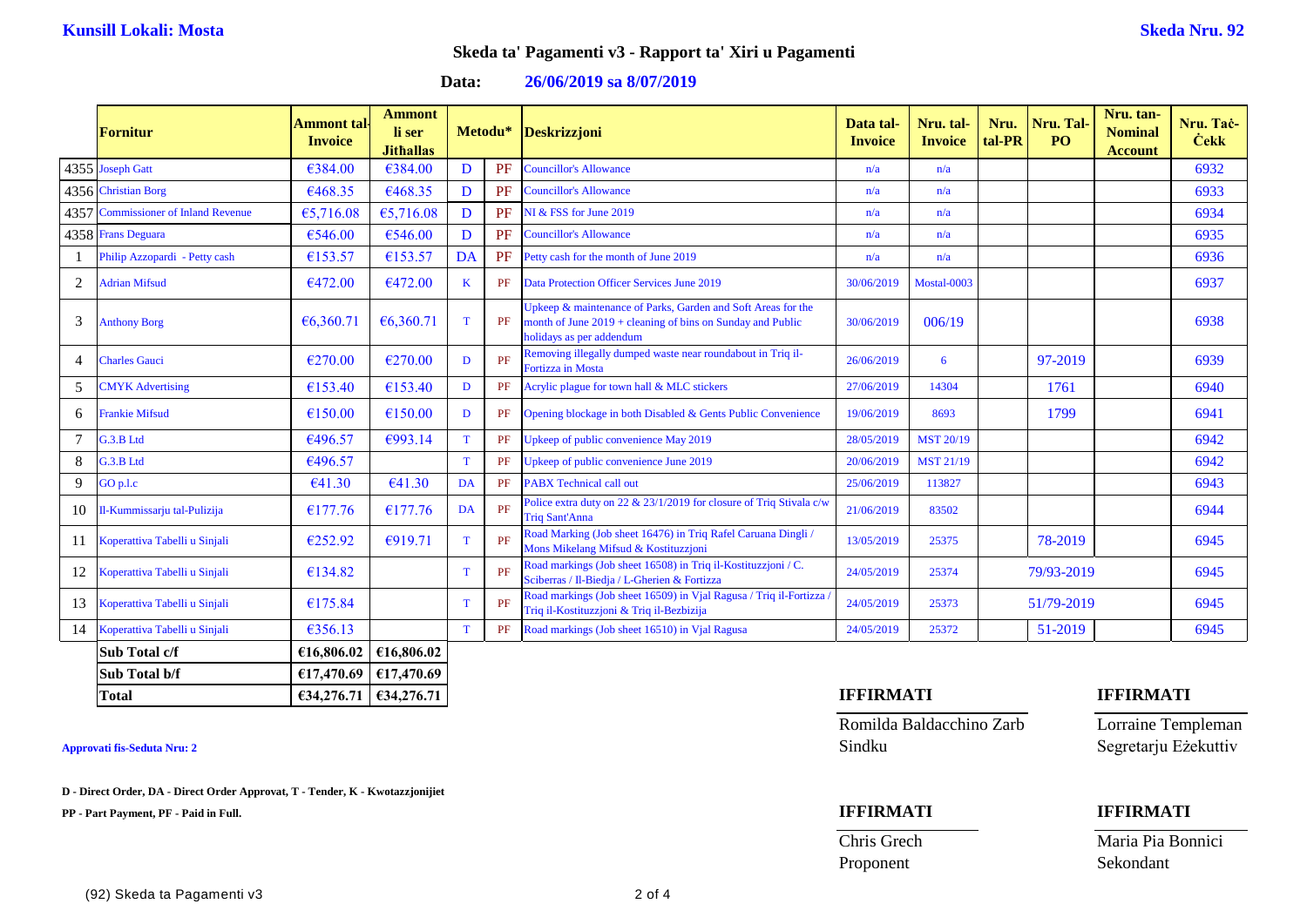**Kunsill Lokali: Mosta** **Skeda Nru. 92**

## Skeda ta' Pagamenti v3 - Rapport ta' Xiri u Pagamenti

**Data: 26/06/2019 sa 8/07/2019**

| | Fornitur | Ammont tal-Invoice | Ammont li ser Jithallas | Metodu* | | Deskrizzjoni | Data tal-Invoice | Nru. tal-Invoice | Nru. tal-PR | Nru. Tal-PO | Nru. tan-Nominal Account | Nru. Taċ-Ċekk |
|---|---|---|---|---|---|---|---|---|---|---|---|---|
| 4355 | Joseph Gatt | €384.00 | €384.00 | D | PF | Councillor's Allowance | n/a | n/a | | | | 6932 |
| 4356 | Christian Borg | €468.35 | €468.35 | D | PF | Councillor's Allowance | n/a | n/a | | | | 6933 |
| 4357 | Commissioner of Inland Revenue | €5,716.08 | €5,716.08 | D | PF | NI & FSS for June 2019 | n/a | n/a | | | | 6934 |
| 4358 | Frans Deguara | €546.00 | €546.00 | D | PF | Councillor's Allowance | n/a | n/a | | | | 6935 |
| 1 | Philip Azzopardi - Petty cash | €153.57 | €153.57 | DA | PF | Petty cash for the month of June 2019 | n/a | n/a | | | | 6936 |
| 2 | Adrian Mifsud | €472.00 | €472.00 | K | PF | Data Protection Officer Services June 2019 | 30/06/2019 | Mostal-0003 | | | | 6937 |
| 3 | Anthony Borg | €6,360.71 | €6,360.71 | T | PF | Upkeep & maintenance of Parks, Garden and Soft Areas for the month of June 2019 + cleaning of bins on Sunday and Public holidays as per addendum | 30/06/2019 | 006/19 | | | | 6938 |
| 4 | Charles Gauci | €270.00 | €270.00 | D | PF | Removing illegally dumped waste near roundabout in Triq il-Fortizza in Mosta | 26/06/2019 | 6 | | 97-2019 | | 6939 |
| 5 | CMYK Advertising | €153.40 | €153.40 | D | PF | Acrylic plague for town hall & MLC stickers | 27/06/2019 | 14304 | | 1761 | | 6940 |
| 6 | Frankie Mifsud | €150.00 | €150.00 | D | PF | Opening blockage in both Disabled & Gents Public Convenience | 19/06/2019 | 8693 | | 1799 | | 6941 |
| 7 | G.3.B Ltd | €496.57 | €993.14 | T | PF | Upkeep of public convenience May 2019 | 28/05/2019 | MST 20/19 | | | | 6942 |
| 8 | G.3.B Ltd | €496.57 | | T | PF | Upkeep of public convenience June 2019 | 20/06/2019 | MST 21/19 | | | | 6942 |
| 9 | GO p.l.c | €41.30 | €41.30 | DA | PF | PABX Technical call out | 25/06/2019 | 113827 | | | | 6943 |
| 10 | Il-Kummissarju tal-Pulizija | €177.76 | €177.76 | DA | PF | Police extra duty on 22 & 23/1/2019 for closure of Triq Stivala c/w Triq Sant'Anna | 21/06/2019 | 83502 | | | | 6944 |
| 11 | Koperattiva Tabelli u Sinjali | €252.92 | €919.71 | T | PF | Road Marking (Job sheet 16476) in Triq Rafel Caruana Dingli / Mons Mikelang Mifsud & Kostituzzjoni | 13/05/2019 | 25375 | | 78-2019 | | 6945 |
| 12 | Koperattiva Tabelli u Sinjali | €134.82 | | T | PF | Road markings (Job sheet 16508) in Triq il-Kostituzzjoni / C. Sciberras / Il-Biedja / L-Gherien & Fortizza | 24/05/2019 | 25374 | | 79/93-2019 | | 6945 |
| 13 | Koperattiva Tabelli u Sinjali | €175.84 | | T | PF | Road markings (Job sheet 16509) in Vjal Ragusa / Triq il-Fortizza / Triq il-Kostituzzjoni & Triq il-Bezbizija | 24/05/2019 | 25373 | | 51/79-2019 | | 6945 |
| 14 | Koperattiva Tabelli u Sinjali | €356.13 | | T | PF | Road markings (Job sheet 16510) in Vjal Ragusa | 24/05/2019 | 25372 | | 51-2019 | | 6945 |
| | **Sub Total c/f** | **€16,806.02** | **€16,806.02** | | | | | | | | | |
| | **Sub Total b/f** | **€17,470.69** | **€17,470.69** | | | | | | | | | |
| | **Total** | **€34,276.71** | **€34,276.71** | | | | | | | | | |

**Approvati fis-Seduta Nru: 2**

**D - Direct Order, DA - Direct Order Approvat, T - Tender, K - Kwotazzjonijiet**

**PP - Part Payment, PF - Paid in Full.**

**IFFIRMATI**

Romilda Baldacchino Zarb
Sindku

**IFFIRMATI**

Lorraine Templeman
Segretarju Eżekuttiv

**IFFIRMATI**

Chris Grech
Proponent

**IFFIRMATI**

Maria Pia Bonnici
Sekondant

(92) Skeda ta Pagamenti v3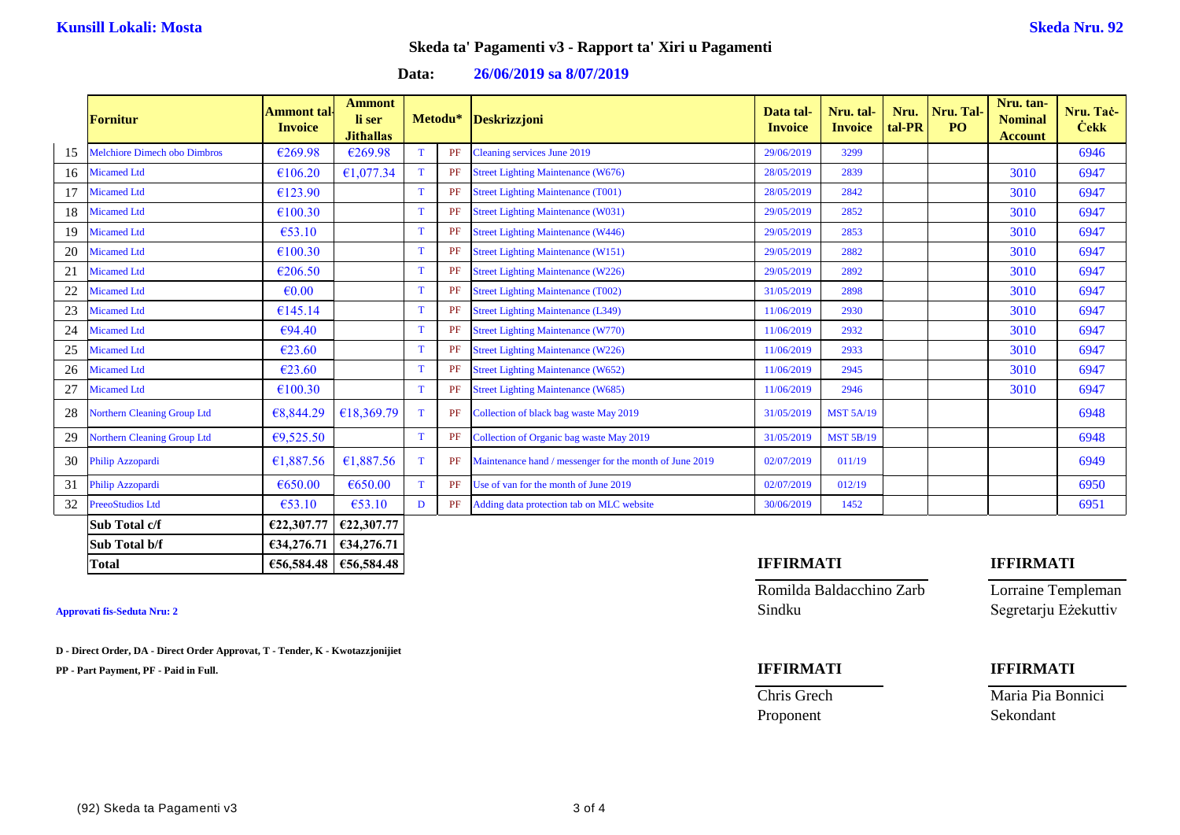**Kunsill Lokali: Mosta** **Skeda Nru. 92**

## Skeda ta' Pagamenti v3 - Rapport ta' Xiri u Pagamenti

**Data: 26/06/2019 sa 8/07/2019**

| | Fornitur | Ammont tal-Invoice | Ammont li ser Jithallas | Metodu* | | Deskrizzjoni | Data tal-Invoice | Nru. tal-Invoice | Nru. tal-PR | Nru. Tal-PO | Nru. tan-Nominal Account | Nru. Taċ-Ċekk |
|---|---|---|---|---|---|---|---|---|---|---|---|---|
| 15 | Melchiore Dimech obo Dimbros | €269.98 | €269.98 | T | PF | Cleaning services June 2019 | 29/06/2019 | 3299 | | | | 6946 |
| 16 | Micamed Ltd | €106.20 | €1,077.34 | T | PF | Street Lighting Maintenance (W676) | 28/05/2019 | 2839 | | | 3010 | 6947 |
| 17 | Micamed Ltd | €123.90 | | T | PF | Street Lighting Maintenance (T001) | 28/05/2019 | 2842 | | | 3010 | 6947 |
| 18 | Micamed Ltd | €100.30 | | T | PF | Street Lighting Maintenance (W031) | 29/05/2019 | 2852 | | | 3010 | 6947 |
| 19 | Micamed Ltd | €53.10 | | T | PF | Street Lighting Maintenance (W446) | 29/05/2019 | 2853 | | | 3010 | 6947 |
| 20 | Micamed Ltd | €100.30 | | T | PF | Street Lighting Maintenance (W151) | 29/05/2019 | 2882 | | | 3010 | 6947 |
| 21 | Micamed Ltd | €206.50 | | T | PF | Street Lighting Maintenance (W226) | 29/05/2019 | 2892 | | | 3010 | 6947 |
| 22 | Micamed Ltd | €0.00 | | T | PF | Street Lighting Maintenance (T002) | 31/05/2019 | 2898 | | | 3010 | 6947 |
| 23 | Micamed Ltd | €145.14 | | T | PF | Street Lighting Maintenance (L349) | 11/06/2019 | 2930 | | | 3010 | 6947 |
| 24 | Micamed Ltd | €94.40 | | T | PF | Street Lighting Maintenance (W770) | 11/06/2019 | 2932 | | | 3010 | 6947 |
| 25 | Micamed Ltd | €23.60 | | T | PF | Street Lighting Maintenance (W226) | 11/06/2019 | 2933 | | | 3010 | 6947 |
| 26 | Micamed Ltd | €23.60 | | T | PF | Street Lighting Maintenance (W652) | 11/06/2019 | 2945 | | | 3010 | 6947 |
| 27 | Micamed Ltd | €100.30 | | T | PF | Street Lighting Maintenance (W685) | 11/06/2019 | 2946 | | | 3010 | 6947 |
| 28 | Northern Cleaning Group Ltd | €8,844.29 | €18,369.79 | T | PF | Collection of black bag waste May 2019 | 31/05/2019 | MST 5A/19 | | | | 6948 |
| 29 | Northern Cleaning Group Ltd | €9,525.50 | | T | PF | Collection of Organic bag waste May 2019 | 31/05/2019 | MST 5B/19 | | | | 6948 |
| 30 | Philip Azzopardi | €1,887.56 | €1,887.56 | T | PF | Maintenance hand / messenger for the month of June 2019 | 02/07/2019 | 011/19 | | | | 6949 |
| 31 | Philip Azzopardi | €650.00 | €650.00 | T | PF | Use of van for the month of June 2019 | 02/07/2019 | 012/19 | | | | 6950 |
| 32 | PreeoStudios Ltd | €53.10 | €53.10 | D | PF | Adding data protection tab on MLC website | 30/06/2019 | 1452 | | | | 6951 |
| | **Sub Total c/f** | **€22,307.77** | **€22,307.77** | | | | | | | | | |
| | **Sub Total b/f** | **€34,276.71** | **€34,276.71** | | | | | | | | | |
| | **Total** | **€56,584.48** | **€56,584.48** | | | | | | | | | |

**IFFIRMATI**

Romilda Baldacchino Zarb
Sindku

**IFFIRMATI**

Lorraine Templeman
Segretarju Eżekuttiv

**Approvati fis-Seduta Nru: 2**

**D - Direct Order, DA - Direct Order Approvat, T - Tender, K - Kwotazzjonijiet**

**PP - Part Payment, PF - Paid in Full.**

**IFFIRMATI**

Chris Grech
Proponent

**IFFIRMATI**

Maria Pia Bonnici
Sekondant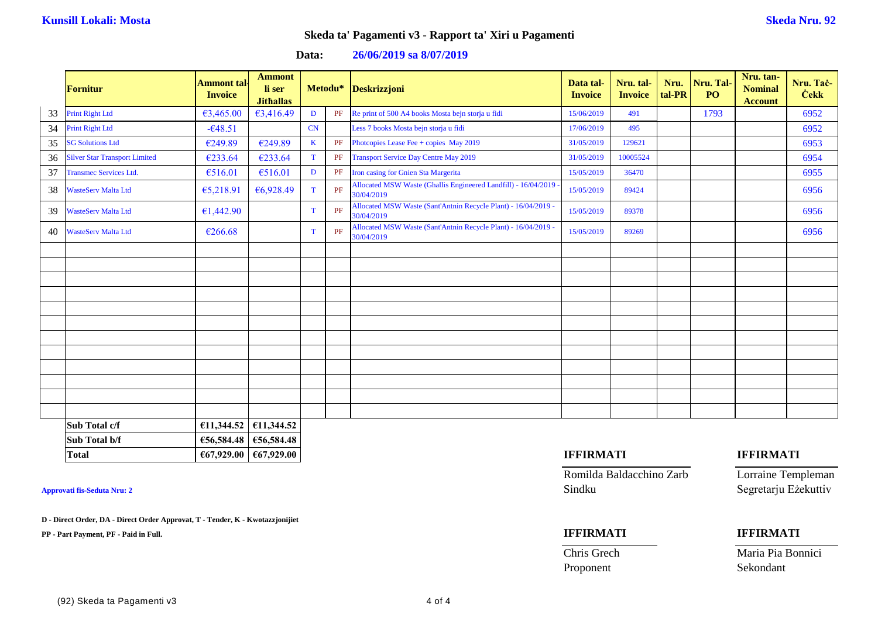**Kunsill Lokali: Mosta** **Skeda Nru. 92**

## Skeda ta' Pagamenti v3 - Rapport ta' Xiri u Pagamenti

**Data: 26/06/2019 sa 8/07/2019**

| | Fornitur | Ammont tal-Invoice | Ammont li ser Jithallas | Metodu* | | Deskrizzjoni | Data tal-Invoice | Nru. tal-Invoice | Nru. tal-PR | Nru. Tal-PO | Nru. tan-Nominal Account | Nru. Taċ-Ċekk |
|---|---|---|---|---|---|---|---|---|---|---|---|---|
| 33 | Print Right Ltd | €3,465.00 | €3,416.49 | D | PF | Re print of 500 A4 books Mosta bejn storja u fidi | 15/06/2019 | 491 | | 1793 | | 6952 |
| 34 | Print Right Ltd | -€48.51 | | CN | | Less 7 books Mosta bejn storja u fidi | 17/06/2019 | 495 | | | | 6952 |
| 35 | SG Solutions Ltd | €249.89 | €249.89 | K | PF | Photcopies Lease Fee + copies May 2019 | 31/05/2019 | 129621 | | | | 6953 |
| 36 | Silver Star Transport Limited | €233.64 | €233.64 | T | PF | Transport Service Day Centre May 2019 | 31/05/2019 | 10005524 | | | | 6954 |
| 37 | Transmec Services Ltd. | €516.01 | €516.01 | D | PF | Iron casing for Gnien Sta Margerita | 15/05/2019 | 36470 | | | | 6955 |
| 38 | WasteServ Malta Ltd | €5,218.91 | €6,928.49 | T | PF | Allocated MSW Waste (Ghallis Engineered Landfill) - 16/04/2019 - 30/04/2019 | 15/05/2019 | 89424 | | | | 6956 |
| 39 | WasteServ Malta Ltd | €1,442.90 | | T | PF | Allocated MSW Waste (Sant'Antnin Recycle Plant) - 16/04/2019 - 30/04/2019 | 15/05/2019 | 89378 | | | | 6956 |
| 40 | WasteServ Malta Ltd | €266.68 | | T | PF | Allocated MSW Waste (Sant'Antnin Recycle Plant) - 16/04/2019 - 30/04/2019 | 15/05/2019 | 89269 | | | | 6956 |

| | | |
|---|---|---|
| **Sub Total c/f** | **€11,344.52** | **€11,344.52** |
| **Sub Total b/f** | **€56,584.48** | **€56,584.48** |
| **Total** | **€67,929.00** | **€67,929.00** |

**Approvati fis-Seduta Nru: 2**

**D - Direct Order, DA - Direct Order Approvat, T - Tender, K - Kwotazzjonijiet**

**PP - Part Payment, PF - Paid in Full.**

**IFFIRMATI**
Romilda Baldacchino Zarb
Sindku

**IFFIRMATI**
Lorraine Templeman
Segretarju Eżekuttiv

**IFFIRMATI**
Chris Grech
Proponent

**IFFIRMATI**
Maria Pia Bonnici
Sekondant

(92) Skeda ta Pagamenti v3